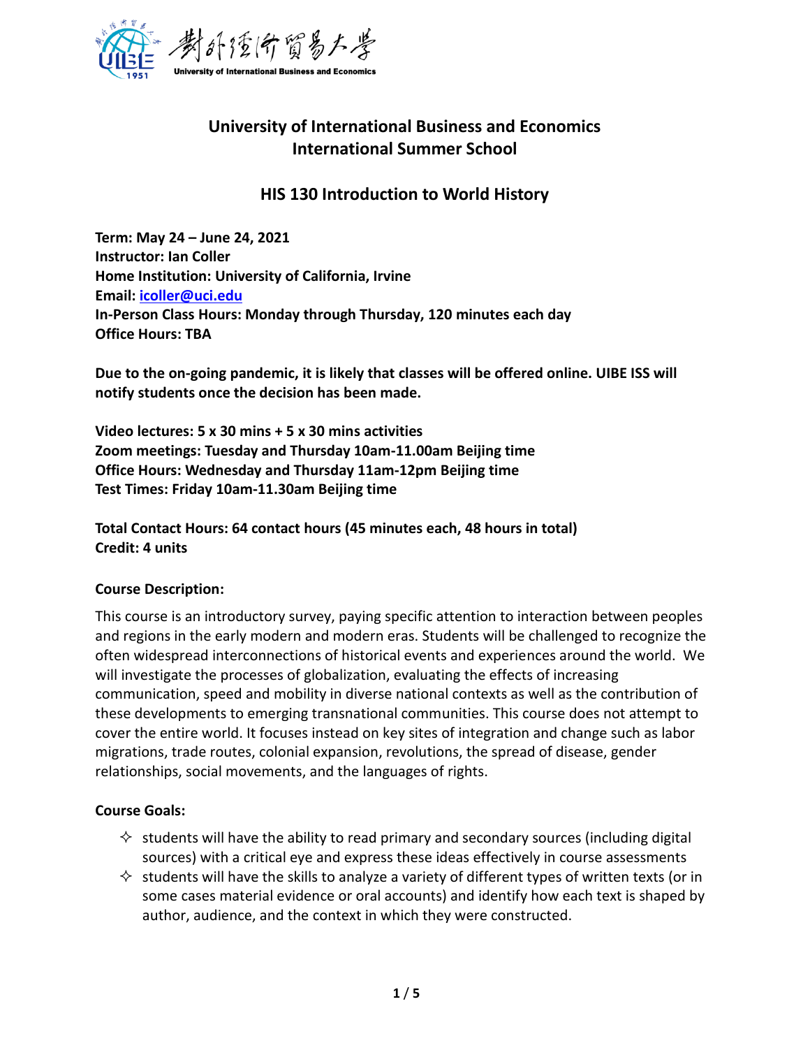# University of International Business and Economics
# International Summer School

## HIS 130 Introduction to World History

**Term: May 24 – June 24, 2021**
**Instructor: Ian Coller**
**Home Institution: University of California, Irvine**
**Email: icoller@uci.edu**
**In-Person Class Hours: Monday through Thursday, 120 minutes each day**
**Office Hours: TBA**

**Due to the on-going pandemic, it is likely that classes will be offered online. UIBE ISS will notify students once the decision has been made.**

**Video lectures: 5 x 30 mins + 5 x 30 mins activities**
**Zoom meetings: Tuesday and Thursday 10am-11.00am Beijing time**
**Office Hours: Wednesday and Thursday 11am-12pm Beijing time**
**Test Times: Friday 10am-11.30am Beijing time**

**Total Contact Hours: 64 contact hours (45 minutes each, 48 hours in total)**
**Credit: 4 units**

**Course Description:**

This course is an introductory survey, paying specific attention to interaction between peoples and regions in the early modern and modern eras. Students will be challenged to recognize the often widespread interconnections of historical events and experiences around the world. We will investigate the processes of globalization, evaluating the effects of increasing communication, speed and mobility in diverse national contexts as well as the contribution of these developments to emerging transnational communities. This course does not attempt to cover the entire world. It focuses instead on key sites of integration and change such as labor migrations, trade routes, colonial expansion, revolutions, the spread of disease, gender relationships, social movements, and the languages of rights.

**Course Goals:**

- students will have the ability to read primary and secondary sources (including digital sources) with a critical eye and express these ideas effectively in course assessments
- students will have the skills to analyze a variety of different types of written texts (or in some cases material evidence or oral accounts) and identify how each text is shaped by author, audience, and the context in which they were constructed.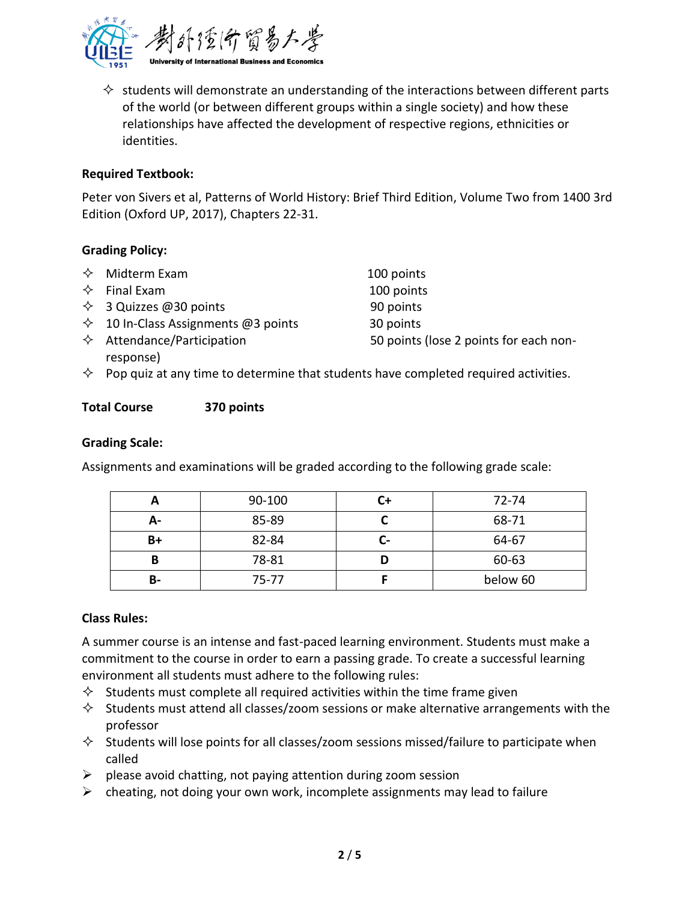- students will demonstrate an understanding of the interactions between different parts of the world (or between different groups within a single society) and how these relationships have affected the development of respective regions, ethnicities or identities.

**Required Textbook:**

Peter von Sivers et al, Patterns of World History: Brief Third Edition, Volume Two from 1400 3rd Edition (Oxford UP, 2017), Chapters 22-31.

**Grading Policy:**

- Midterm Exam — 100 points
- Final Exam — 100 points
- 3 Quizzes @30 points — 90 points
- 10 In-Class Assignments @3 points — 30 points
- Attendance/Participation — 50 points (lose 2 points for each non-response)
- Pop quiz at any time to determine that students have completed required activities.

**Total Course 370 points**

**Grading Scale:**

Assignments and examinations will be graded according to the following grade scale:

| | | | |
|---|---|---|---|
| **A** | 90-100 | **C+** | 72-74 |
| **A-** | 85-89 | **C** | 68-71 |
| **B+** | 82-84 | **C-** | 64-67 |
| **B** | 78-81 | **D** | 60-63 |
| **B-** | 75-77 | **F** | below 60 |

**Class Rules:**

A summer course is an intense and fast-paced learning environment. Students must make a commitment to the course in order to earn a passing grade. To create a successful learning environment all students must adhere to the following rules:

- Students must complete all required activities within the time frame given
- Students must attend all classes/zoom sessions or make alternative arrangements with the professor
- Students will lose points for all classes/zoom sessions missed/failure to participate when called
- please avoid chatting, not paying attention during zoom session
- cheating, not doing your own work, incomplete assignments may lead to failure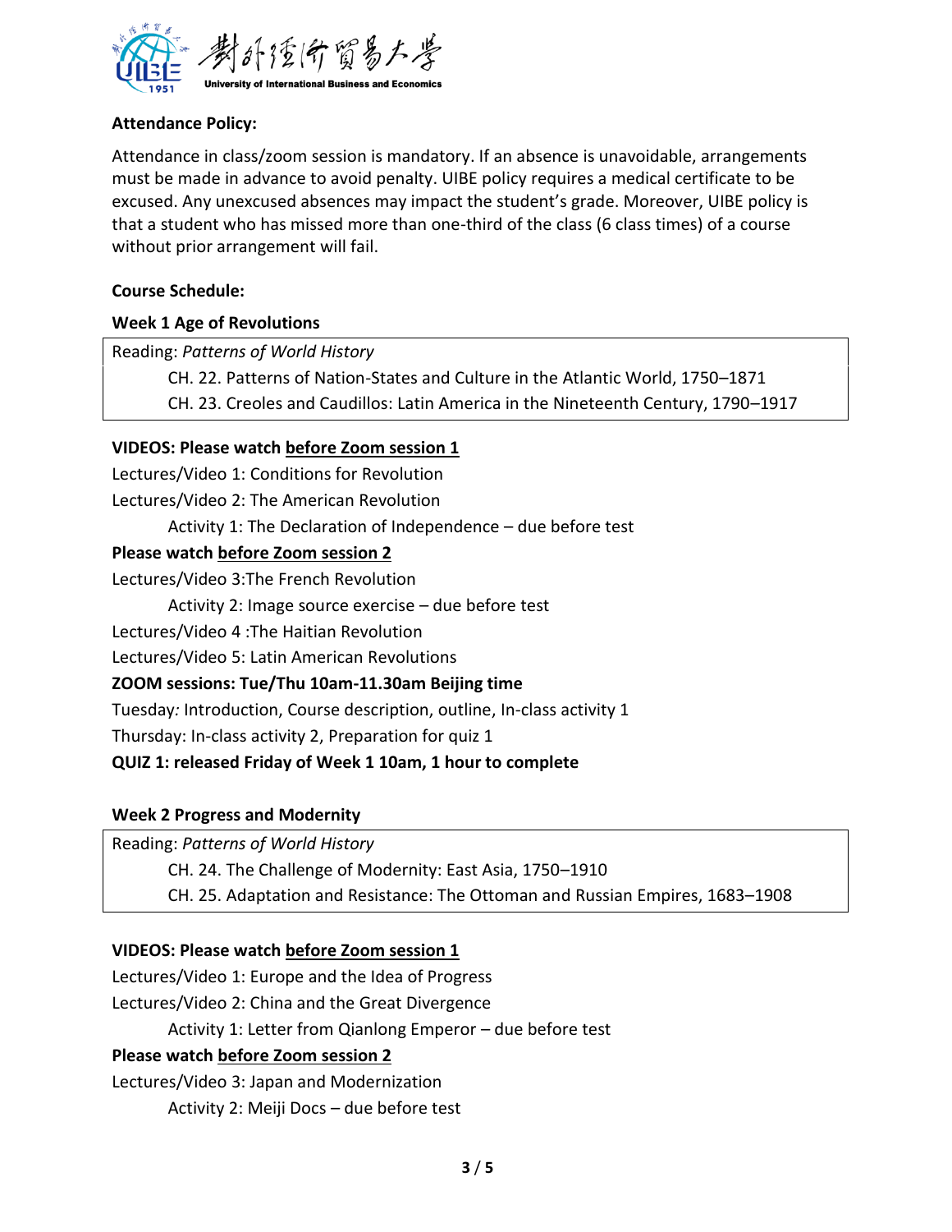**Attendance Policy:**

Attendance in class/zoom session is mandatory. If an absence is unavoidable, arrangements must be made in advance to avoid penalty. UIBE policy requires a medical certificate to be excused. Any unexcused absences may impact the student's grade. Moreover, UIBE policy is that a student who has missed more than one-third of the class (6 class times) of a course without prior arrangement will fail.

**Course Schedule:**

**Week 1 Age of Revolutions**

Reading: *Patterns of World History*

- CH. 22. Patterns of Nation-States and Culture in the Atlantic World, 1750–1871
- CH. 23. Creoles and Caudillos: Latin America in the Nineteenth Century, 1790–1917

**VIDEOS: Please watch <u>before Zoom session 1</u>**

Lectures/Video 1: Conditions for Revolution

Lectures/Video 2: The American Revolution

- Activity 1: The Declaration of Independence – due before test

**Please watch <u>before Zoom session 2</u>**

Lectures/Video 3:The French Revolution

- Activity 2: Image source exercise – due before test

Lectures/Video 4 :The Haitian Revolution

Lectures/Video 5: Latin American Revolutions

**ZOOM sessions: Tue/Thu 10am-11.30am Beijing time**

Tuesday*:* Introduction, Course description, outline, In-class activity 1

Thursday: In-class activity 2, Preparation for quiz 1

**QUIZ 1: released Friday of Week 1 10am, 1 hour to complete**

**Week 2 Progress and Modernity**

Reading: *Patterns of World History*

- CH. 24. The Challenge of Modernity: East Asia, 1750–1910
- CH. 25. Adaptation and Resistance: The Ottoman and Russian Empires, 1683–1908

**VIDEOS: Please watch <u>before Zoom session 1</u>**

Lectures/Video 1: Europe and the Idea of Progress

Lectures/Video 2: China and the Great Divergence

- Activity 1: Letter from Qianlong Emperor – due before test

**Please watch <u>before Zoom session 2</u>**

Lectures/Video 3: Japan and Modernization

- Activity 2: Meiji Docs – due before test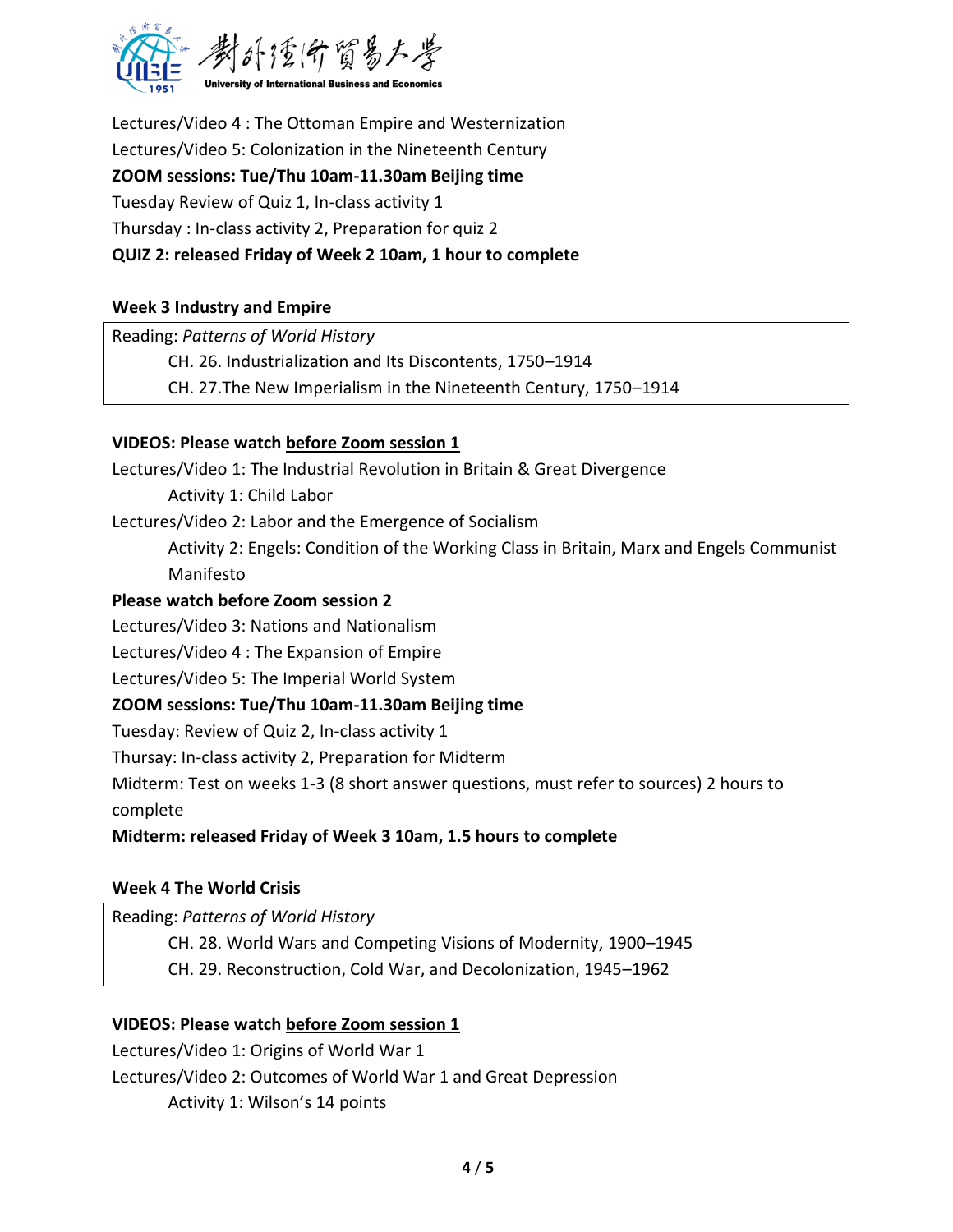Lectures/Video 4 : The Ottoman Empire and Westernization
Lectures/Video 5: Colonization in the Nineteenth Century
**ZOOM sessions: Tue/Thu 10am-11.30am Beijing time**
Tuesday Review of Quiz 1, In-class activity 1
Thursday : In-class activity 2, Preparation for quiz 2
**QUIZ 2: released Friday of Week 2 10am, 1 hour to complete**

### Week 3 Industry and Empire

Reading: *Patterns of World History*
    CH. 26. Industrialization and Its Discontents, 1750–1914
    CH. 27.The New Imperialism in the Nineteenth Century, 1750–1914

**VIDEOS: Please watch <u>before Zoom session 1</u>**
Lectures/Video 1: The Industrial Revolution in Britain & Great Divergence
    Activity 1: Child Labor
Lectures/Video 2: Labor and the Emergence of Socialism
    Activity 2: Engels: Condition of the Working Class in Britain, Marx and Engels Communist Manifesto
**Please watch <u>before Zoom session 2</u>**
Lectures/Video 3: Nations and Nationalism
Lectures/Video 4 : The Expansion of Empire
Lectures/Video 5: The Imperial World System
**ZOOM sessions: Tue/Thu 10am-11.30am Beijing time**
Tuesday: Review of Quiz 2, In-class activity 1
Thursay: In-class activity 2, Preparation for Midterm
Midterm: Test on weeks 1-3 (8 short answer questions, must refer to sources) 2 hours to complete
**Midterm: released Friday of Week 3 10am, 1.5 hours to complete**

### Week 4 The World Crisis

Reading: *Patterns of World History*
    CH. 28. World Wars and Competing Visions of Modernity, 1900–1945
    CH. 29. Reconstruction, Cold War, and Decolonization, 1945–1962

**VIDEOS: Please watch <u>before Zoom session 1</u>**
Lectures/Video 1: Origins of World War 1
Lectures/Video 2: Outcomes of World War 1 and Great Depression
    Activity 1: Wilson's 14 points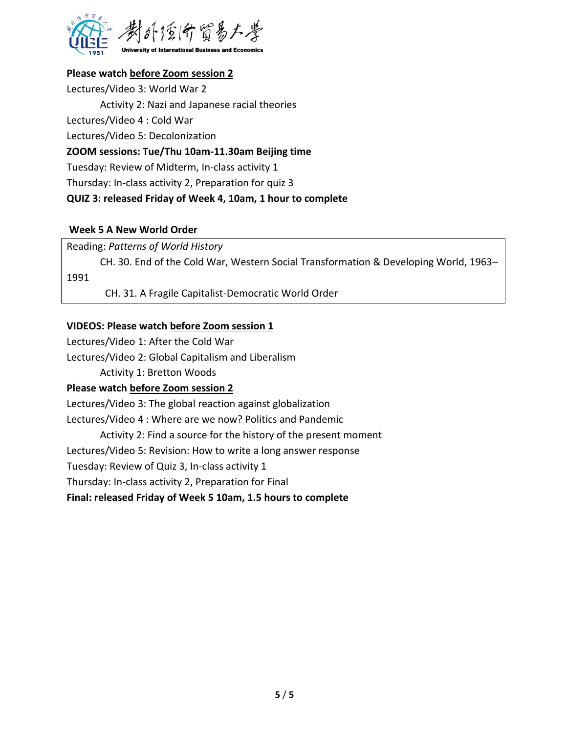**Please watch before Zoom session 2**

Lectures/Video 3: World War 2

Activity 2: Nazi and Japanese racial theories

Lectures/Video 4 : Cold War

Lectures/Video 5: Decolonization

**ZOOM sessions: Tue/Thu 10am-11.30am Beijing time**

Tuesday: Review of Midterm, In-class activity 1

Thursday: In-class activity 2, Preparation for quiz 3

**QUIZ 3: released Friday of Week 4, 10am, 1 hour to complete**

## Week 5 A New World Order

Reading: *Patterns of World History*

CH. 30. End of the Cold War, Western Social Transformation & Developing World, 1963–1991

CH. 31. A Fragile Capitalist-Democratic World Order

**VIDEOS: Please watch before Zoom session 1**

Lectures/Video 1: After the Cold War

Lectures/Video 2: Global Capitalism and Liberalism

Activity 1: Bretton Woods

**Please watch before Zoom session 2**

Lectures/Video 3: The global reaction against globalization

Lectures/Video 4 : Where are we now? Politics and Pandemic

Activity 2: Find a source for the history of the present moment

Lectures/Video 5: Revision: How to write a long answer response

Tuesday: Review of Quiz 3, In-class activity 1

Thursday: In-class activity 2, Preparation for Final

**Final: released Friday of Week 5 10am, 1.5 hours to complete**